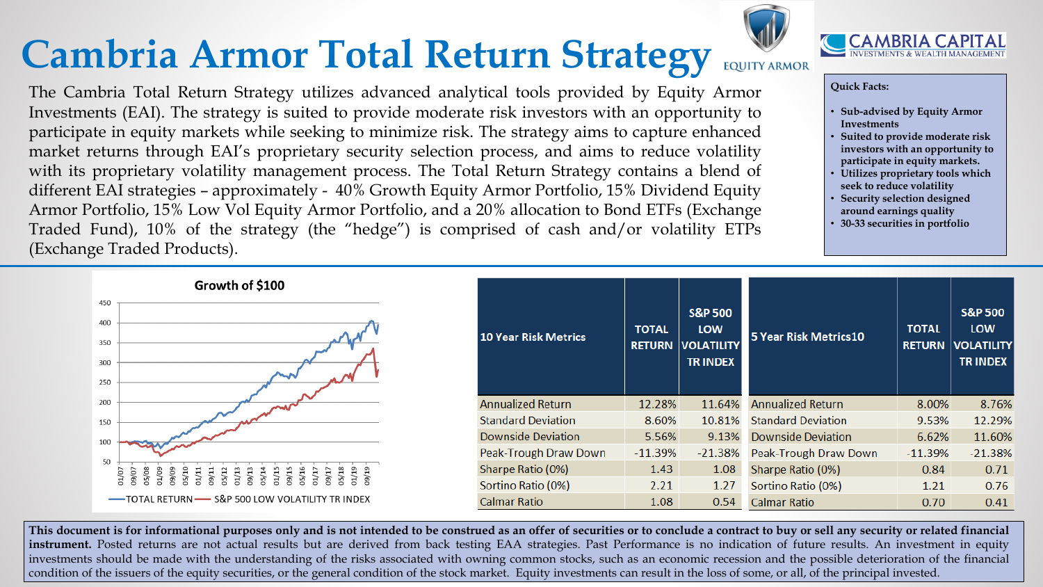# Cambria Armor Total Return Strategy

EQUITY ARMOR

CAMBRIA CAPITAL
INVESTMENTS & WEALTH MANAGEMENT

The Cambria Total Return Strategy utilizes advanced analytical tools provided by Equity Armor Investments (EAI). The strategy is suited to provide moderate risk investors with an opportunity to participate in equity markets while seeking to minimize risk. The strategy aims to capture enhanced market returns through EAI's proprietary security selection process, and aims to reduce volatility with its proprietary volatility management process. The Total Return Strategy contains a blend of different EAI strategies – approximately - 40% Growth Equity Armor Portfolio, 15% Dividend Equity Armor Portfolio, 15% Low Vol Equity Armor Portfolio, and a 20% allocation to Bond ETFs (Exchange Traded Fund), 10% of the strategy (the "hedge") is comprised of cash and/or volatility ETPs (Exchange Traded Products).

**Quick Facts:**

- **Sub-advised by Equity Armor Investments**
- **Suited to provide moderate risk investors with an opportunity to participate in equity markets.**
- **Utilizes proprietary tools which seek to reduce volatility**
- **Security selection designed around earnings quality**
- **30-33 securities in portfolio**

**Growth of $100**

(Chart: TOTAL RETURN vs. S&P 500 LOW VOLATILITY TR INDEX, 01/07 – 09/19)

| 10 Year Risk Metrics | TOTAL RETURN | S&P 500 LOW VOLATILITY TR INDEX |
|---|---|---|
| Annualized Return | 12.28% | 11.64% |
| Standard Deviation | 8.60% | 10.81% |
| Downside Deviation | 5.56% | 9.13% |
| Peak-Trough Draw Down | -11.39% | -21.38% |
| Sharpe Ratio (0%) | 1.43 | 1.08 |
| Sortino Ratio (0%) | 2.21 | 1.27 |
| Calmar Ratio | 1.08 | 0.54 |

| 5 Year Risk Metrics10 | TOTAL RETURN | S&P 500 LOW VOLATILITY TR INDEX |
|---|---|---|
| Annualized Return | 8.00% | 8.76% |
| Standard Deviation | 9.53% | 12.29% |
| Downside Deviation | 6.62% | 11.60% |
| Peak-Trough Draw Down | -11.39% | -21.38% |
| Sharpe Ratio (0%) | 0.84 | 0.71 |
| Sortino Ratio (0%) | 1.21 | 0.76 |
| Calmar Ratio | 0.70 | 0.41 |

**This document is for informational purposes only and is not intended to be construed as an offer of securities or to conclude a contract to buy or sell any security or related financial instrument.** Posted returns are not actual results but are derived from back testing EAA strategies. Past Performance is no indication of future results. An investment in equity investments should be made with the understanding of the risks associated with owning common stocks, such as an economic recession and the possible deterioration of the financial condition of the issuers of the equity securities, or the general condition of the stock market. Equity investments can result in the loss of some, or all, of the principal invested.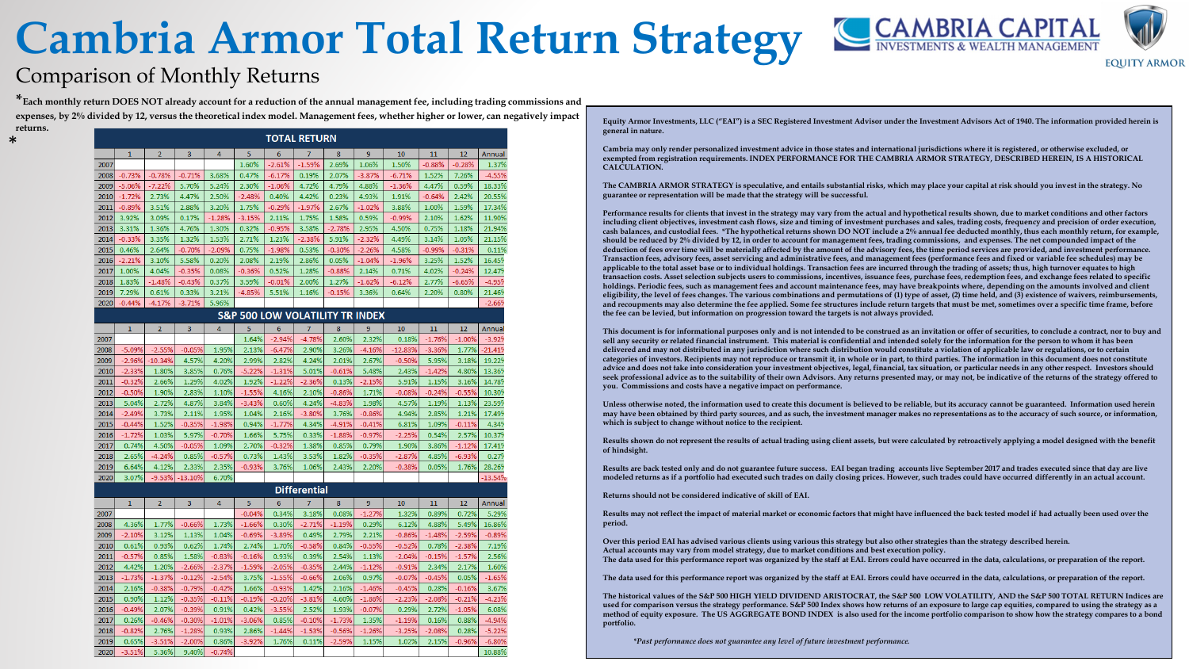# Cambria Armor Total Return Strategy

## Comparison of Monthly Returns

CAMBRIA CAPITAL
INVESTMENTS & WEALTH MANAGEMENT

EQUITY ARMOR

*Each monthly return DOES NOT already account for a reduction of the annual management fee, including trading commissions and expenses, by 2% divided by 12, versus the theoretical index model. Management fees, whether higher or lower, can negatively impact returns.

*

**TOTAL RETURN**

| | 1 | 2 | 3 | 4 | 5 | 6 | 7 | 8 | 9 | 10 | 11 | 12 | Annual |
|---|---|---|---|---|---|---|---|---|---|---|---|---|---|
| 2007 | | | | | 1.60% | -2.61% | -1.59% | 2.69% | 1.06% | 1.50% | -0.88% | -0.28% | 1.37% |
| 2008 | -0.73% | -0.78% | -0.71% | 3.68% | 0.47% | -6.17% | 0.19% | 2.07% | -3.87% | -6.71% | 1.52% | 7.26% | -4.55% |
| 2009 | -5.06% | -7.22% | 5.70% | 5.24% | 2.30% | -1.06% | 4.72% | 4.79% | 4.88% | -1.36% | 4.47% | 0.59% | 18.33% |
| 2010 | -1.72% | 2.73% | 4.47% | 2.50% | -2.48% | 0.40% | 4.42% | 0.23% | 4.93% | 1.91% | -0.64% | 2.42% | 20.55% |
| 2011 | -0.89% | 3.51% | 2.88% | 3.20% | 1.75% | -0.29% | -1.97% | 2.67% | -1.02% | 3.88% | 1.00% | 1.59% | 17.34% |
| 2012 | 3.92% | 3.09% | 0.17% | -1.28% | -3.15% | 2.11% | 1.75% | 1.58% | 0.59% | -0.99% | 2.10% | 1.62% | 11.90% |
| 2013 | 3.31% | 1.36% | 4.76% | 1.30% | 0.32% | -0.95% | 3.58% | -2.78% | 2.95% | 4.50% | 0.75% | 1.18% | 21.94% |
| 2014 | -0.33% | 3.35% | 1.32% | 1.53% | 2.71% | 1.23% | -2.38% | 5.91% | -2.32% | 4.49% | 3.14% | 1.05% | 21.15% |
| 2015 | 0.46% | 2.64% | -0.70% | -2.09% | 0.75% | -1.98% | 0.53% | -0.30% | -2.26% | 4.58% | -0.99% | -0.31% | 0.11% |
| 2016 | -2.21% | 3.10% | 5.58% | 0.20% | 2.08% | 2.19% | 2.86% | 0.05% | -1.04% | -1.96% | 3.25% | 1.52% | 16.45% |
| 2017 | 1.00% | 4.04% | -0.35% | 0.08% | -0.36% | 0.52% | 1.28% | -0.88% | 2.14% | 0.71% | 4.02% | -0.24% | 12.47% |
| 2018 | 1.83% | -1.48% | -0.43% | 0.37% | 3.59% | -0.01% | 2.00% | 1.27% | -1.62% | -6.12% | 2.77% | -6.65% | -4.95% |
| 2019 | 7.29% | 0.61% | 0.33% | 3.21% | -4.85% | 5.51% | 1.18% | -0.15% | 3.36% | 0.64% | 2.20% | 0.80% | 21.46% |
| 2020 | -0.44% | -4.17% | -3.71% | 5.96% | | | | | | | | | -2.66% |

**S&P 500 LOW VOLATILITY TR INDEX**

| | 1 | 2 | 3 | 4 | 5 | 6 | 7 | 8 | 9 | 10 | 11 | 12 | Annual |
|---|---|---|---|---|---|---|---|---|---|---|---|---|---|
| 2007 | | | | | 1.64% | -2.94% | -4.78% | 2.60% | 2.32% | 0.18% | -1.76% | -1.00% | -3.92% |
| 2008 | -5.09% | -2.55% | -0.05% | 1.95% | 2.13% | -6.47% | 2.90% | 3.26% | -4.16% | -12.83% | -3.36% | 1.77% | -21.41% |
| 2009 | -2.96% | -10.34% | 4.57% | 4.20% | 2.99% | 2.82% | 4.24% | 2.01% | 2.67% | -0.50% | 5.95% | 3.18% | 19.22% |
| 2010 | -2.33% | 1.80% | 3.85% | 0.76% | -5.22% | -1.31% | 5.01% | -0.61% | 5.48% | 2.43% | -1.42% | 4.80% | 13.36% |
| 2011 | -0.32% | 2.66% | 1.29% | 4.02% | 1.92% | -1.22% | -2.36% | 0.13% | -2.15% | 5.91% | 1.15% | 3.16% | 14.78% |
| 2012 | -0.50% | 1.90% | 2.83% | 1.10% | -1.55% | 4.16% | 2.10% | -0.86% | 1.71% | -0.08% | -0.24% | -0.55% | 10.30% |
| 2013 | 5.04% | 2.72% | 4.87% | 3.84% | -3.43% | 0.60% | 4.24% | -4.83% | 1.98% | 4.57% | 1.19% | 1.13% | 23.59% |
| 2014 | -2.49% | 3.73% | 2.11% | 1.95% | 1.04% | 2.16% | -3.80% | 3.76% | -0.86% | 4.94% | 2.85% | 1.21% | 17.49% |
| 2015 | -0.44% | 1.52% | -0.35% | -1.98% | 0.94% | -1.77% | 4.34% | -4.91% | -0.41% | 6.81% | 1.09% | -0.11% | 4.34% |
| 2016 | -1.72% | 1.03% | 5.97% | -0.70% | 1.66% | 5.75% | 0.33% | -1.88% | -0.97% | -2.25% | 0.54% | 2.57% | 10.37% |
| 2017 | 0.74% | 4.50% | -0.05% | 1.09% | 2.70% | -0.32% | 1.38% | 0.85% | 0.79% | 1.90% | 3.86% | -1.12% | 17.41% |
| 2018 | 2.65% | -4.24% | 0.85% | -0.57% | 0.73% | 1.43% | 3.53% | 1.82% | -0.35% | -2.87% | 4.85% | -6.93% | 0.27% |
| 2019 | 6.64% | 4.12% | 2.33% | 2.35% | -0.93% | 3.76% | 1.06% | 2.43% | 2.20% | -0.38% | 0.05% | 1.76% | 28.26% |
| 2020 | 3.07% | -9.53% | -13.10% | 6.70% | | | | | | | | | -13.54% |

**Differential**

| | 1 | 2 | 3 | 4 | 5 | 6 | 7 | 8 | 9 | 10 | 11 | 12 | Annual |
|---|---|---|---|---|---|---|---|---|---|---|---|---|---|
| 2007 | | | | | -0.04% | 0.34% | 3.18% | 0.08% | -1.27% | 1.32% | 0.89% | 0.72% | 5.29% |
| 2008 | 4.36% | 1.77% | -0.66% | 1.73% | -1.66% | 0.30% | -2.71% | -1.19% | 0.29% | 6.12% | 4.88% | 5.49% | 16.86% |
| 2009 | -2.10% | 3.12% | 1.13% | 1.04% | -0.69% | -3.89% | 0.49% | 2.79% | 2.21% | -0.86% | -1.48% | -2.59% | -0.89% |
| 2010 | 0.61% | 0.93% | 0.62% | 1.74% | 2.74% | 1.70% | -0.58% | 0.84% | -0.55% | -0.52% | 0.78% | -2.38% | 7.19% |
| 2011 | -0.57% | 0.85% | 1.58% | -0.83% | -0.16% | 0.93% | 0.39% | 2.54% | 1.13% | -2.04% | -0.15% | -1.57% | 2.56% |
| 2012 | 4.42% | 1.20% | -2.66% | -2.37% | -1.59% | -2.05% | -0.35% | 2.44% | -1.12% | -0.91% | 2.34% | 2.17% | 1.60% |
| 2013 | -1.73% | -1.37% | -0.12% | -2.54% | 3.75% | -1.55% | -0.66% | 2.06% | 0.97% | -0.07% | -0.45% | 0.05% | -1.65% |
| 2014 | 2.16% | -0.38% | -0.79% | -0.42% | 1.66% | -0.93% | 1.42% | 2.16% | -1.46% | -0.45% | 0.28% | -0.16% | 3.67% |
| 2015 | 0.90% | 1.12% | -0.35% | -0.11% | -0.19% | -0.20% | -3.81% | 4.60% | -1.86% | -2.23% | -2.08% | -0.21% | -4.23% |
| 2016 | -0.49% | 2.07% | -0.39% | 0.91% | 0.42% | -3.55% | 2.52% | 1.93% | -0.07% | 0.29% | 2.72% | -1.05% | 6.08% |
| 2017 | 0.26% | -0.46% | -0.30% | -1.01% | -3.06% | 0.85% | -0.10% | -1.73% | 1.35% | -1.19% | 0.16% | 0.88% | -4.94% |
| 2018 | -0.82% | 2.76% | -1.28% | 0.93% | 2.86% | -1.44% | -1.53% | -0.56% | -1.26% | -3.25% | -2.08% | 0.28% | -5.22% |
| 2019 | 0.65% | -3.51% | -2.00% | 0.86% | -3.92% | 1.76% | 0.11% | -2.59% | 1.15% | 1.02% | 2.15% | -0.96% | -6.80% |
| 2020 | -3.51% | 5.36% | 9.40% | -0.74% | | | | | | | | | 10.88% |

**Equity Armor Investments, LLC ("EAI") is a SEC Registered Investment Advisor under the Investment Advisors Act of 1940. The information provided herein is general in nature.**

**Cambria may only render personalized investment advice in those states and international jurisdictions where it is registered, or otherwise excluded, or exempted from registration requirements. INDEX PERFORMANCE FOR THE CAMBRIA ARMOR STRATEGY, DESCRIBED HEREIN, IS A HISTORICAL CALCULATION.**

**The CAMBRIA ARMOR STRATEGY is speculative, and entails substantial risks, which may place your capital at risk should you invest in the strategy. No guarantee or representation will be made that the strategy will be successful.**

**Performance results for clients that invest in the strategy may vary from the actual and hypothetical results shown, due to market conditions and other factors including client objectives, investment cash flows, size and timing of investment purchases and sales, trading costs, frequency and precision of order execution, cash balances, and custodial fees. *The hypothetical returns shown DO NOT include a 2% annual fee deducted monthly, thus each monthly return, for example, should be reduced by 2% divided by 12, in order to account for management fees, trading commissions, and expenses. The net compounded impact of the deduction of fees over time will be materially affected by the amount of the advisory fees, the time period services are provided, and investment performance. Transaction fees, advisory fees, asset servicing and administrative fees, and management fees (performance fees and fixed or variable fee schedules) may be applicable to the total asset base or to individual holdings. Transaction fees are incurred through the trading of assets; thus, high turnover equates to high transaction costs. Asset selection subjects users to commissions, incentives, issuance fees, purchase fees, redemption fees, and exchange fees related to specific holdings. Periodic fees, such as management fees and account maintenance fees, may have breakpoints where, depending on the amounts involved and client eligibility, the level of fees changes. The various combinations and permutations of (1) type of asset, (2) time held, and (3) existence of waivers, reimbursements, and recoupments may also determine the fee applied. Some fee structures include return targets that must be met, sometimes over a specific time frame, before the fee can be levied, but information on progression toward the targets is not always provided.**

**This document is for informational purposes only and is not intended to be construed as an invitation or offer of securities, to conclude a contract, nor to buy and sell any security or related financial instrument. This material is confidential and intended solely for the information for the person to whom it has been delivered and may not distributed in any jurisdiction where such distribution would constitute a violation of applicable law or regulations, or to certain categories of investors. Recipients may not reproduce or transmit it, in whole or in part, to third parties. The information in this document does not constitute advice and does not take into consideration your investment objectives, legal, financial, tax situation, or particular needs in any other respect. Investors should seek professional advice as to the suitability of their own Advisors. Any returns presented may, or may not, be indicative of the returns of the strategy offered to you. Commissions and costs have a negative impact on performance.**

**Unless otherwise noted, the information used to create this document is believed to be reliable, but its accuracy cannot be guaranteed. Information used herein may have been obtained by third party sources, and as such, the investment manager makes no representations as to the accuracy of such source, or information, which is subject to change without notice to the recipient.**

**Results shown do not represent the results of actual trading using client assets, but were calculated by retroactively applying a model designed with the benefit of hindsight.**

**Results are back tested only and do not guarantee future success. EAI began trading accounts live September 2017 and trades executed since that day are live modeled returns as if a portfolio had executed such trades on daily closing prices. However, such trades could have occurred differently in an actual account.**

**Returns should not be considered indicative of skill of EAI.**

**Results may not reflect the impact of material market or economic factors that might have influenced the back tested model if had actually been used over the period.**

**Over this period EAI has advised various clients using various this strategy but also other strategies than the strategy described herein. Actual accounts may vary from model strategy, due to market conditions and best execution policy. The data used for this performance report was organized by the staff at EAI. Errors could have occurred in the data, calculations, or preparation of the report.**

**The data used for this performance report was organized by the staff at EAI. Errors could have occurred in the data, calculations, or preparation of the report.**

**The historical values of the S&P 500 HIGH YIELD DIVIDEND ARISTOCRAT, the S&P 500 LOW VOLATILITY, AND the S&P 500 TOTAL RETURN Indices are used for comparison versus the strategy performance. S&P 500 Index shows how returns of an exposure to large cap equities, compared to using the strategy as a method of equity exposure. The US AGGREGATE BOND INDEX is also used for the income portfolio comparison to show how the strategy compares to a bond portfolio.**

***Past performance does not guarantee any level of future investment performance.***